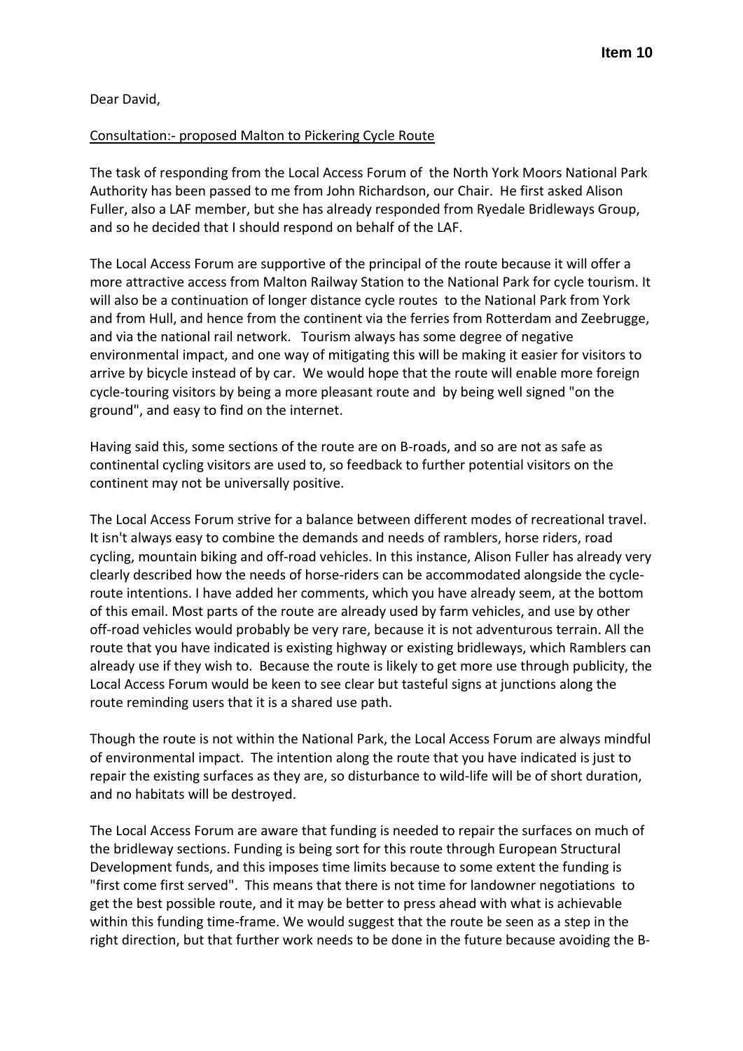**Item 10**

Dear David,

Consultation:- proposed Malton to Pickering Cycle Route

The task of responding from the Local Access Forum of the North York Moors National Park Authority has been passed to me from John Richardson, our Chair. He first asked Alison Fuller, also a LAF member, but she has already responded from Ryedale Bridleways Group, and so he decided that I should respond on behalf of the LAF.

The Local Access Forum are supportive of the principal of the route because it will offer a more attractive access from Malton Railway Station to the National Park for cycle tourism. It will also be a continuation of longer distance cycle routes to the National Park from York and from Hull, and hence from the continent via the ferries from Rotterdam and Zeebrugge, and via the national rail network. Tourism always has some degree of negative environmental impact, and one way of mitigating this will be making it easier for visitors to arrive by bicycle instead of by car. We would hope that the route will enable more foreign cycle-touring visitors by being a more pleasant route and by being well signed "on the ground", and easy to find on the internet.

Having said this, some sections of the route are on B-roads, and so are not as safe as continental cycling visitors are used to, so feedback to further potential visitors on the continent may not be universally positive.

The Local Access Forum strive for a balance between different modes of recreational travel. It isn't always easy to combine the demands and needs of ramblers, horse riders, road cycling, mountain biking and off-road vehicles. In this instance, Alison Fuller has already very clearly described how the needs of horse-riders can be accommodated alongside the cycle-route intentions. I have added her comments, which you have already seem, at the bottom of this email. Most parts of the route are already used by farm vehicles, and use by other off-road vehicles would probably be very rare, because it is not adventurous terrain. All the route that you have indicated is existing highway or existing bridleways, which Ramblers can already use if they wish to. Because the route is likely to get more use through publicity, the Local Access Forum would be keen to see clear but tasteful signs at junctions along the route reminding users that it is a shared use path.

Though the route is not within the National Park, the Local Access Forum are always mindful of environmental impact. The intention along the route that you have indicated is just to repair the existing surfaces as they are, so disturbance to wild-life will be of short duration, and no habitats will be destroyed.

The Local Access Forum are aware that funding is needed to repair the surfaces on much of the bridleway sections. Funding is being sort for this route through European Structural Development funds, and this imposes time limits because to some extent the funding is "first come first served". This means that there is not time for landowner negotiations to get the best possible route, and it may be better to press ahead with what is achievable within this funding time-frame. We would suggest that the route be seen as a step in the right direction, but that further work needs to be done in the future because avoiding the B-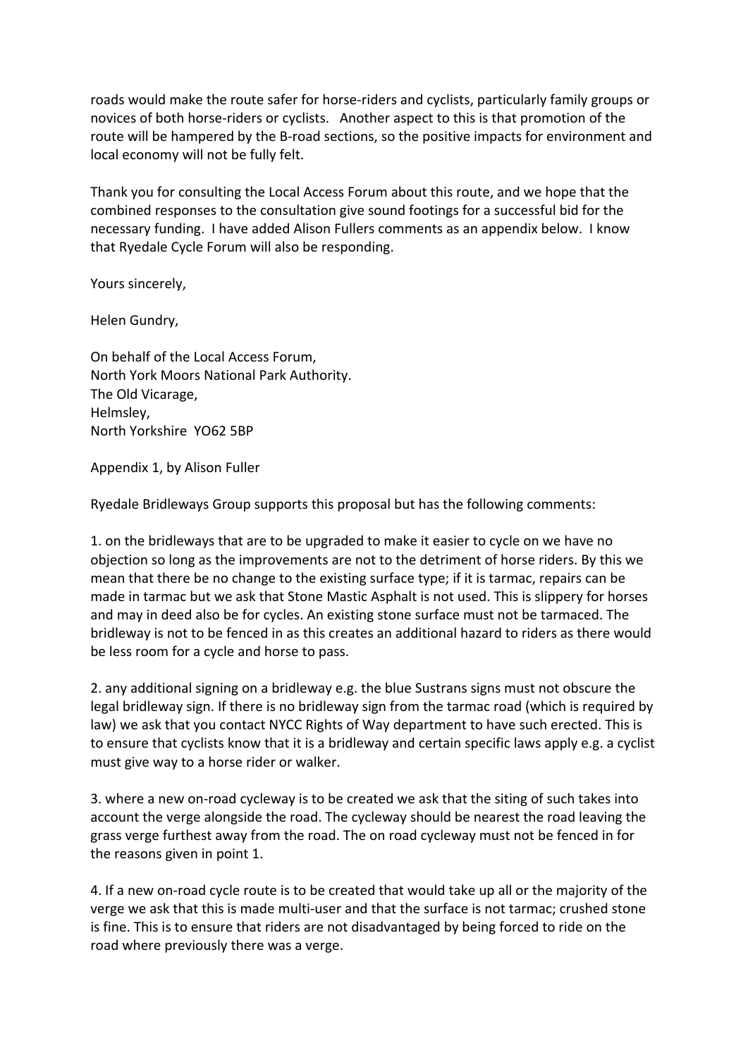roads would make the route safer for horse-riders and cyclists, particularly family groups or novices of both horse-riders or cyclists. Another aspect to this is that promotion of the route will be hampered by the B-road sections, so the positive impacts for environment and local economy will not be fully felt.

Thank you for consulting the Local Access Forum about this route, and we hope that the combined responses to the consultation give sound footings for a successful bid for the necessary funding. I have added Alison Fullers comments as an appendix below. I know that Ryedale Cycle Forum will also be responding.

Yours sincerely,

Helen Gundry,

On behalf of the Local Access Forum,  
North York Moors National Park Authority.  
The Old Vicarage,  
Helmsley,  
North Yorkshire YO62 5BP

Appendix 1, by Alison Fuller

Ryedale Bridleways Group supports this proposal but has the following comments:

1. on the bridleways that are to be upgraded to make it easier to cycle on we have no objection so long as the improvements are not to the detriment of horse riders. By this we mean that there be no change to the existing surface type; if it is tarmac, repairs can be made in tarmac but we ask that Stone Mastic Asphalt is not used. This is slippery for horses and may in deed also be for cycles. An existing stone surface must not be tarmaced. The bridleway is not to be fenced in as this creates an additional hazard to riders as there would be less room for a cycle and horse to pass.

2. any additional signing on a bridleway e.g. the blue Sustrans signs must not obscure the legal bridleway sign. If there is no bridleway sign from the tarmac road (which is required by law) we ask that you contact NYCC Rights of Way department to have such erected. This is to ensure that cyclists know that it is a bridleway and certain specific laws apply e.g. a cyclist must give way to a horse rider or walker.

3. where a new on-road cycleway is to be created we ask that the siting of such takes into account the verge alongside the road. The cycleway should be nearest the road leaving the grass verge furthest away from the road. The on road cycleway must not be fenced in for the reasons given in point 1.

4. If a new on-road cycle route is to be created that would take up all or the majority of the verge we ask that this is made multi-user and that the surface is not tarmac; crushed stone is fine. This is to ensure that riders are not disadvantaged by being forced to ride on the road where previously there was a verge.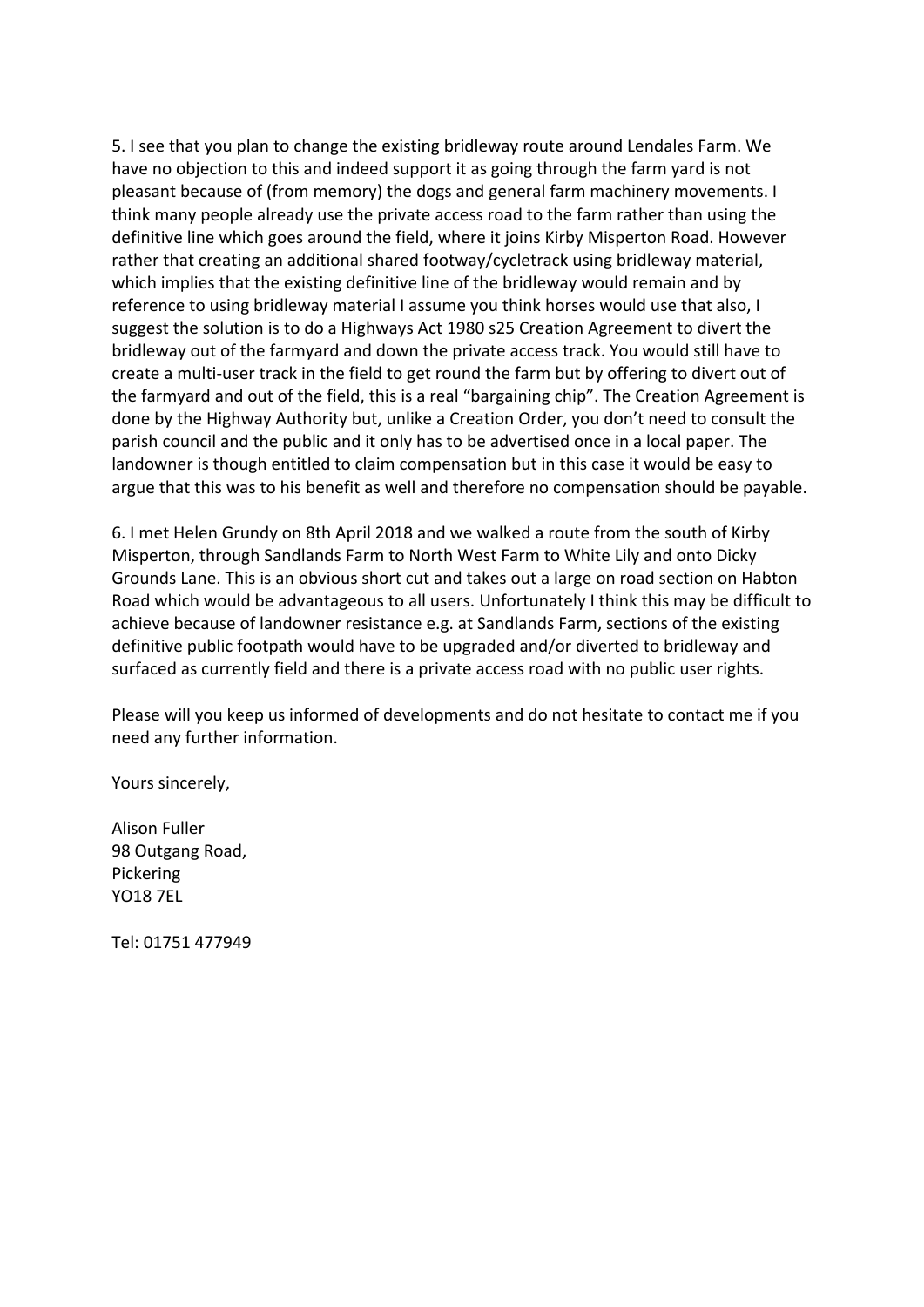5. I see that you plan to change the existing bridleway route around Lendales Farm. We have no objection to this and indeed support it as going through the farm yard is not pleasant because of (from memory) the dogs and general farm machinery movements. I think many people already use the private access road to the farm rather than using the definitive line which goes around the field, where it joins Kirby Misperton Road. However rather that creating an additional shared footway/cycletrack using bridleway material, which implies that the existing definitive line of the bridleway would remain and by reference to using bridleway material I assume you think horses would use that also, I suggest the solution is to do a Highways Act 1980 s25 Creation Agreement to divert the bridleway out of the farmyard and down the private access track. You would still have to create a multi-user track in the field to get round the farm but by offering to divert out of the farmyard and out of the field, this is a real "bargaining chip". The Creation Agreement is done by the Highway Authority but, unlike a Creation Order, you don't need to consult the parish council and the public and it only has to be advertised once in a local paper. The landowner is though entitled to claim compensation but in this case it would be easy to argue that this was to his benefit as well and therefore no compensation should be payable.

6. I met Helen Grundy on 8th April 2018 and we walked a route from the south of Kirby Misperton, through Sandlands Farm to North West Farm to White Lily and onto Dicky Grounds Lane. This is an obvious short cut and takes out a large on road section on Habton Road which would be advantageous to all users. Unfortunately I think this may be difficult to achieve because of landowner resistance e.g. at Sandlands Farm, sections of the existing definitive public footpath would have to be upgraded and/or diverted to bridleway and surfaced as currently field and there is a private access road with no public user rights.

Please will you keep us informed of developments and do not hesitate to contact me if you need any further information.

Yours sincerely,

Alison Fuller
98 Outgang Road,
Pickering
YO18 7EL

Tel: 01751 477949